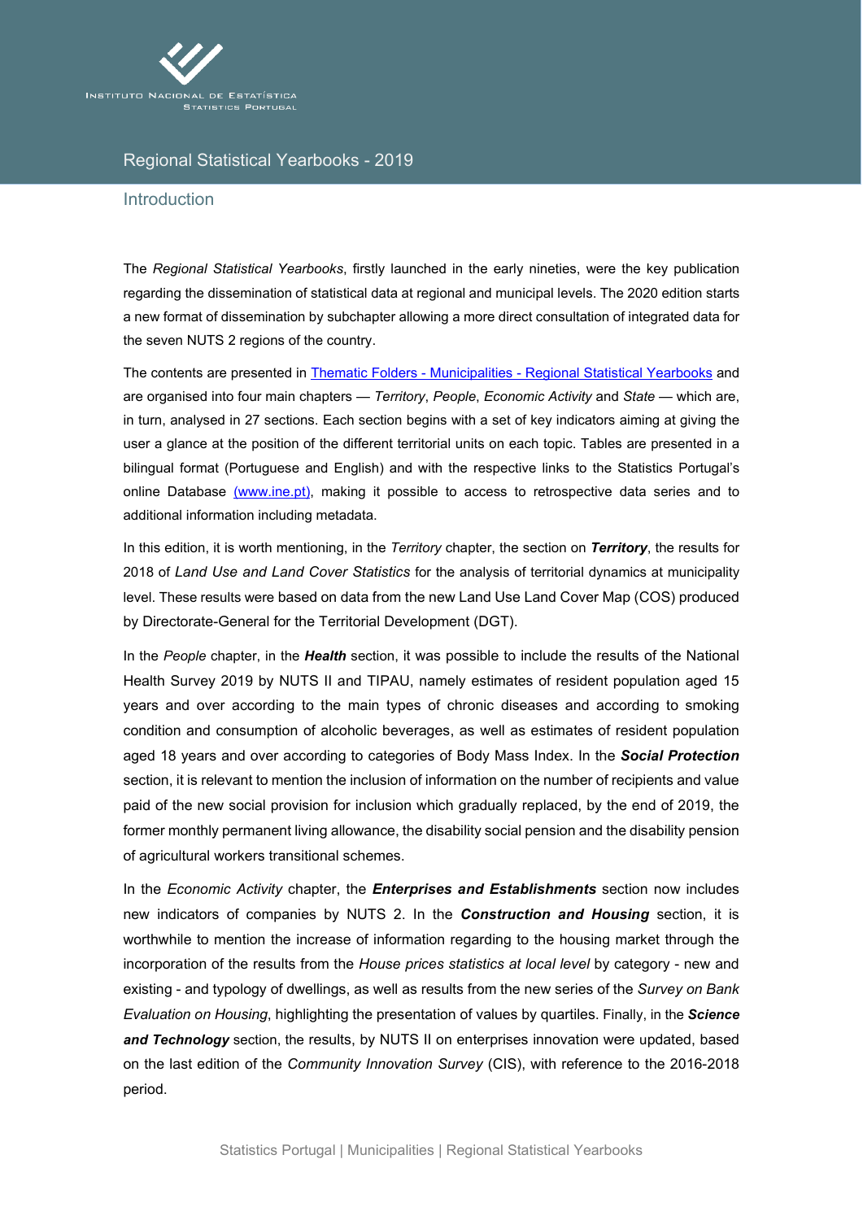INSTITUTO NACIONAL DE ESTATÍSTICA
STATISTICS PORTUGAL

# Regional Statistical Yearbooks - 2019

## Introduction

The *Regional Statistical Yearbooks*, firstly launched in the early nineties, were the key publication regarding the dissemination of statistical data at regional and municipal levels. The 2020 edition starts a new format of dissemination by subchapter allowing a more direct consultation of integrated data for the seven NUTS 2 regions of the country.

The contents are presented in [Thematic Folders - Municipalities - Regional Statistical Yearbooks]() and are organised into four main chapters — *Territory*, *People*, *Economic Activity* and *State* — which are, in turn, analysed in 27 sections. Each section begins with a set of key indicators aiming at giving the user a glance at the position of the different territorial units on each topic. Tables are presented in a bilingual format (Portuguese and English) and with the respective links to the Statistics Portugal's online Database [(www.ine.pt)](), making it possible to access to retrospective data series and to additional information including metadata.

In this edition, it is worth mentioning, in the *Territory* chapter, the section on ***Territory***, the results for 2018 of *Land Use and Land Cover Statistics* for the analysis of territorial dynamics at municipality level. These results were based on data from the new Land Use Land Cover Map (COS) produced by Directorate-General for the Territorial Development (DGT).

In the *People* chapter, in the ***Health*** section, it was possible to include the results of the National Health Survey 2019 by NUTS II and TIPAU, namely estimates of resident population aged 15 years and over according to the main types of chronic diseases and according to smoking condition and consumption of alcoholic beverages, as well as estimates of resident population aged 18 years and over according to categories of Body Mass Index. In the ***Social Protection*** section, it is relevant to mention the inclusion of information on the number of recipients and value paid of the new social provision for inclusion which gradually replaced, by the end of 2019, the former monthly permanent living allowance, the disability social pension and the disability pension of agricultural workers transitional schemes.

In the *Economic Activity* chapter, the ***Enterprises and Establishments*** section now includes new indicators of companies by NUTS 2. In the ***Construction and Housing*** section, it is worthwhile to mention the increase of information regarding to the housing market through the incorporation of the results from the *House prices statistics at local level* by category - new and existing - and typology of dwellings, as well as results from the new series of the *Survey on Bank Evaluation on Housing*, highlighting the presentation of values by quartiles. Finally, in the ***Science and Technology*** section, the results, by NUTS II on enterprises innovation were updated, based on the last edition of the *Community Innovation Survey* (CIS), with reference to the 2016-2018 period.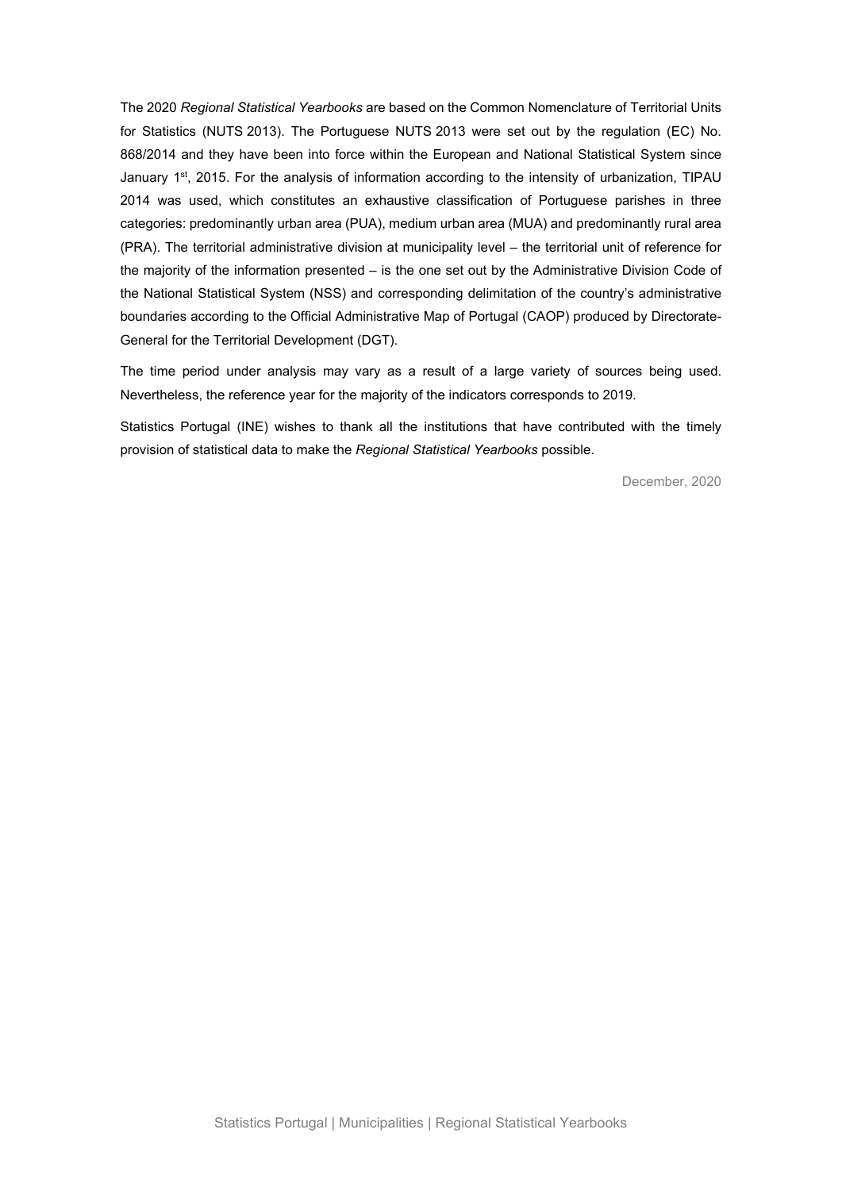The 2020 *Regional Statistical Yearbooks* are based on the Common Nomenclature of Territorial Units for Statistics (NUTS 2013). The Portuguese NUTS 2013 were set out by the regulation (EC) No. 868/2014 and they have been into force within the European and National Statistical System since January 1st, 2015. For the analysis of information according to the intensity of urbanization, TIPAU 2014 was used, which constitutes an exhaustive classification of Portuguese parishes in three categories: predominantly urban area (PUA), medium urban area (MUA) and predominantly rural area (PRA). The territorial administrative division at municipality level – the territorial unit of reference for the majority of the information presented – is the one set out by the Administrative Division Code of the National Statistical System (NSS) and corresponding delimitation of the country's administrative boundaries according to the Official Administrative Map of Portugal (CAOP) produced by Directorate-General for the Territorial Development (DGT).

The time period under analysis may vary as a result of a large variety of sources being used. Nevertheless, the reference year for the majority of the indicators corresponds to 2019.

Statistics Portugal (INE) wishes to thank all the institutions that have contributed with the timely provision of statistical data to make the *Regional Statistical Yearbooks* possible.

December, 2020